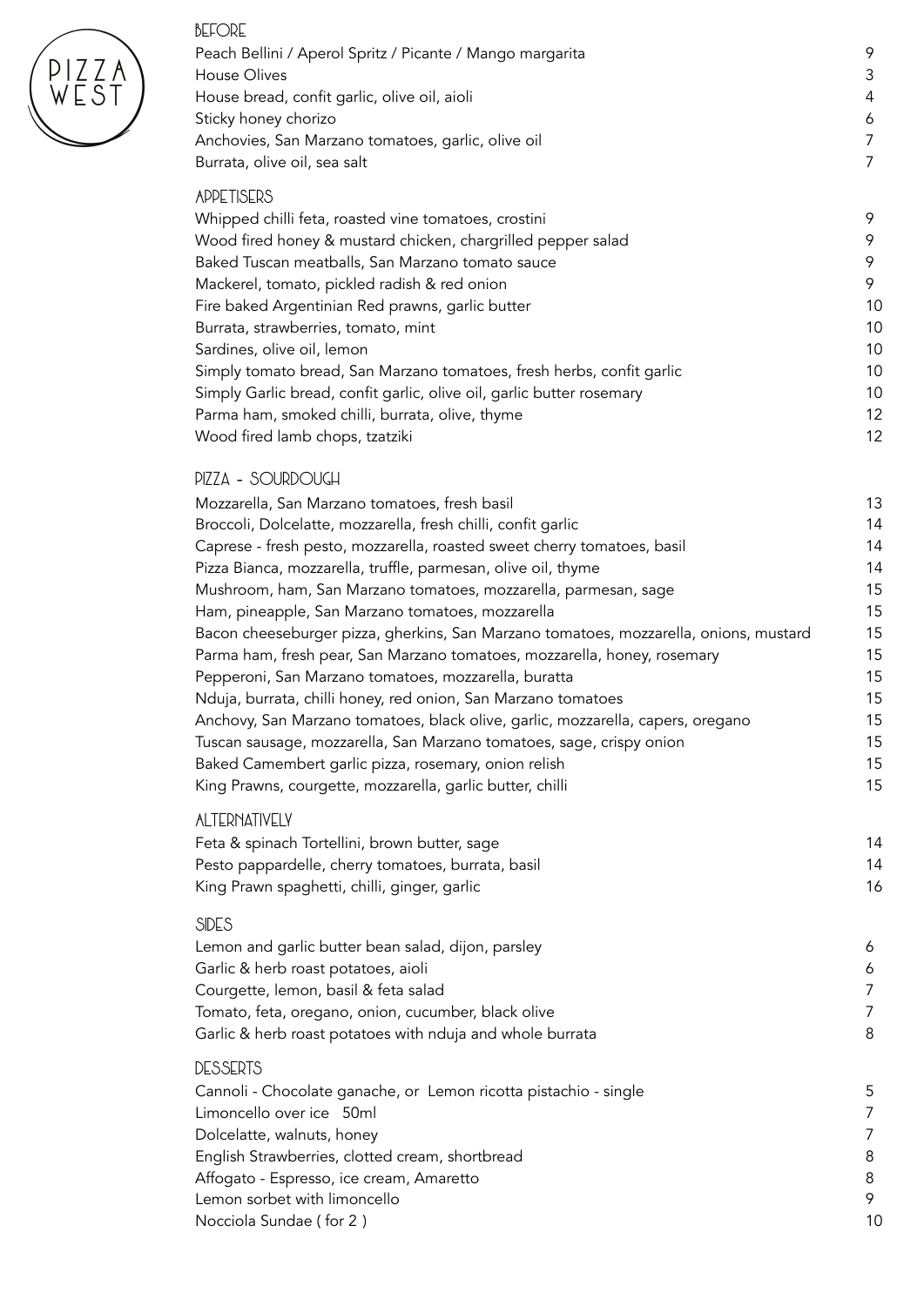# PIZZA WEST

## BEFORE

| | |
|---|---|
| Peach Bellini / Aperol Spritz / Picante / Mango margarita | 9 |
| House Olives | 3 |
| House bread, confit garlic, olive oil, aioli | 4 |
| Sticky honey chorizo | 6 |
| Anchovies, San Marzano tomatoes, garlic, olive oil | 7 |
| Burrata, olive oil, sea salt | 7 |

## APPETISERS

| | |
|---|---|
| Whipped chilli feta, roasted vine tomatoes, crostini | 9 |
| Wood fired honey & mustard chicken, chargrilled pepper salad | 9 |
| Baked Tuscan meatballs, San Marzano tomato sauce | 9 |
| Mackerel, tomato, pickled radish & red onion | 9 |
| Fire baked Argentinian Red prawns, garlic butter | 10 |
| Burrata, strawberries, tomato, mint | 10 |
| Sardines, olive oil, lemon | 10 |
| Simply tomato bread, San Marzano tomatoes, fresh herbs, confit garlic | 10 |
| Simply Garlic bread, confit garlic, olive oil, garlic butter rosemary | 10 |
| Parma ham, smoked chilli, burrata, olive, thyme | 12 |
| Wood fired lamb chops, tzatziki | 12 |

## PIZZA - SOURDOUGH

| | |
|---|---|
| Mozzarella, San Marzano tomatoes, fresh basil | 13 |
| Broccoli, Dolcelatte, mozzarella, fresh chilli, confit garlic | 14 |
| Caprese - fresh pesto, mozzarella, roasted sweet cherry tomatoes, basil | 14 |
| Pizza Bianca, mozzarella, truffle, parmesan, olive oil, thyme | 14 |
| Mushroom, ham, San Marzano tomatoes, mozzarella, parmesan, sage | 15 |
| Ham, pineapple, San Marzano tomatoes, mozzarella | 15 |
| Bacon cheeseburger pizza, gherkins, San Marzano tomatoes, mozzarella, onions, mustard | 15 |
| Parma ham, fresh pear, San Marzano tomatoes, mozzarella, honey, rosemary | 15 |
| Pepperoni, San Marzano tomatoes, mozzarella, buratta | 15 |
| Nduja, burrata, chilli honey, red onion, San Marzano tomatoes | 15 |
| Anchovy, San Marzano tomatoes, black olive, garlic, mozzarella, capers, oregano | 15 |
| Tuscan sausage, mozzarella, San Marzano tomatoes, sage, crispy onion | 15 |
| Baked Camembert garlic pizza, rosemary, onion relish | 15 |
| King Prawns, courgette, mozzarella, garlic butter, chilli | 15 |

## ALTERNATIVELY

| | |
|---|---|
| Feta & spinach Tortellini, brown butter, sage | 14 |
| Pesto pappardelle, cherry tomatoes, burrata, basil | 14 |
| King Prawn spaghetti, chilli, ginger, garlic | 16 |

## SIDES

| | |
|---|---|
| Lemon and garlic butter bean salad, dijon, parsley | 6 |
| Garlic & herb roast potatoes, aioli | 6 |
| Courgette, lemon, basil & feta salad | 7 |
| Tomato, feta, oregano, onion, cucumber, black olive | 7 |
| Garlic & herb roast potatoes with nduja and whole burrata | 8 |

## DESSERTS

| | |
|---|---|
| Cannoli - Chocolate ganache, or Lemon ricotta pistachio - single | 5 |
| Limoncello over ice 50ml | 7 |
| Dolcelatte, walnuts, honey | 7 |
| English Strawberries, clotted cream, shortbread | 8 |
| Affogato - Espresso, ice cream, Amaretto | 8 |
| Lemon sorbet with limoncello | 9 |
| Nocciola Sundae ( for 2 ) | 10 |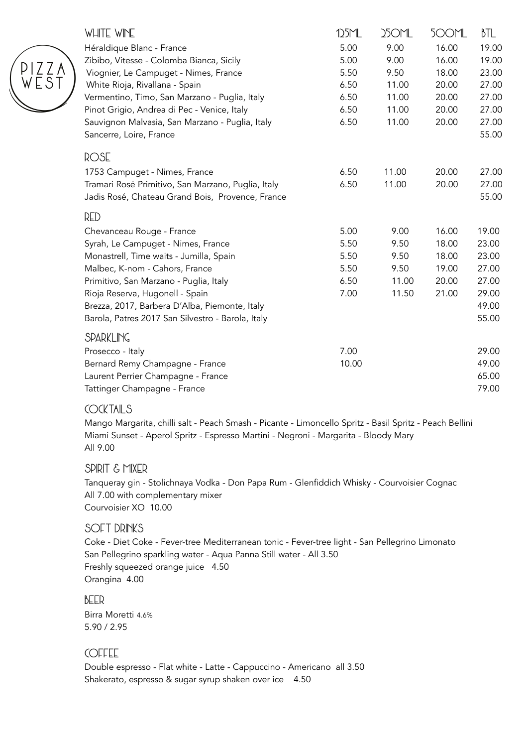PIZZA WEST

## WHITE WINE

| WHITE WINE | 125ML | 250ML | 500ML | BTL |
|---|---|---|---|---|
| Héraldique Blanc - France | 5.00 | 9.00 | 16.00 | 19.00 |
| Zibibo, Vitesse - Colomba Bianca, Sicily | 5.00 | 9.00 | 16.00 | 19.00 |
| Viognier, Le Campuget - Nimes, France | 5.50 | 9.50 | 18.00 | 23.00 |
| White Rioja, Rivallana - Spain | 6.50 | 11.00 | 20.00 | 27.00 |
| Vermentino, Timo, San Marzano - Puglia, Italy | 6.50 | 11.00 | 20.00 | 27.00 |
| Pinot Grigio, Andrea di Pec - Venice, Italy | 6.50 | 11.00 | 20.00 | 27.00 |
| Sauvignon Malvasia, San Marzano - Puglia, Italy | 6.50 | 11.00 | 20.00 | 27.00 |
| Sancerre, Loire, France | | | | 55.00 |

## ROSE

| | | | | |
|---|---|---|---|---|
| 1753 Campuget - Nimes, France | 6.50 | 11.00 | 20.00 | 27.00 |
| Tramari Rosé Primitivo, San Marzano, Puglia, Italy | 6.50 | 11.00 | 20.00 | 27.00 |
| Jadis Rosé, Chateau Grand Bois, Provence, France | | | | 55.00 |

## RED

| | | | | |
|---|---|---|---|---|
| Chevanceau Rouge - France | 5.00 | 9.00 | 16.00 | 19.00 |
| Syrah, Le Campuget - Nimes, France | 5.50 | 9.50 | 18.00 | 23.00 |
| Monastrell, Time waits - Jumilla, Spain | 5.50 | 9.50 | 18.00 | 23.00 |
| Malbec, K-nom - Cahors, France | 5.50 | 9.50 | 19.00 | 27.00 |
| Primitivo, San Marzano - Puglia, Italy | 6.50 | 11.00 | 20.00 | 27.00 |
| Rioja Reserva, Hugonell - Spain | 7.00 | 11.50 | 21.00 | 29.00 |
| Brezza, 2017, Barbera D'Alba, Piemonte, Italy | | | | 49.00 |
| Barola, Patres 2017 San Silvestro - Barola, Italy | | | | 55.00 |

## SPARKLING

| | | | | |
|---|---|---|---|---|
| Prosecco - Italy | 7.00 | | | 29.00 |
| Bernard Remy Champagne - France | 10.00 | | | 49.00 |
| Laurent Perrier Champagne - France | | | | 65.00 |
| Tattinger Champagne - France | | | | 79.00 |

## COCKTAILS

Mango Margarita, chilli salt - Peach Smash - Picante - Limoncello Spritz - Basil Spritz - Peach Bellini
Miami Sunset - Aperol Spritz - Espresso Martini - Negroni - Margarita - Bloody Mary
All 9.00

## SPIRIT & MIXER

Tanqueray gin - Stolichnaya Vodka - Don Papa Rum - Glenfiddich Whisky - Courvoisier Cognac
All 7.00 with complementary mixer
Courvoisier XO 10.00

## SOFT DRINKS

Coke - Diet Coke - Fever-tree Mediterranean tonic - Fever-tree light - San Pellegrino Limonato
San Pellegrino sparkling water - Aqua Panna Still water - All 3.50
Freshly squeezed orange juice 4.50
Orangina 4.00

## BEER

Birra Moretti 4.6%
5.90 / 2.95

## COFFEE

Double espresso - Flat white - Latte - Cappuccino - Americano all 3.50
Shakerato, espresso & sugar syrup shaken over ice 4.50